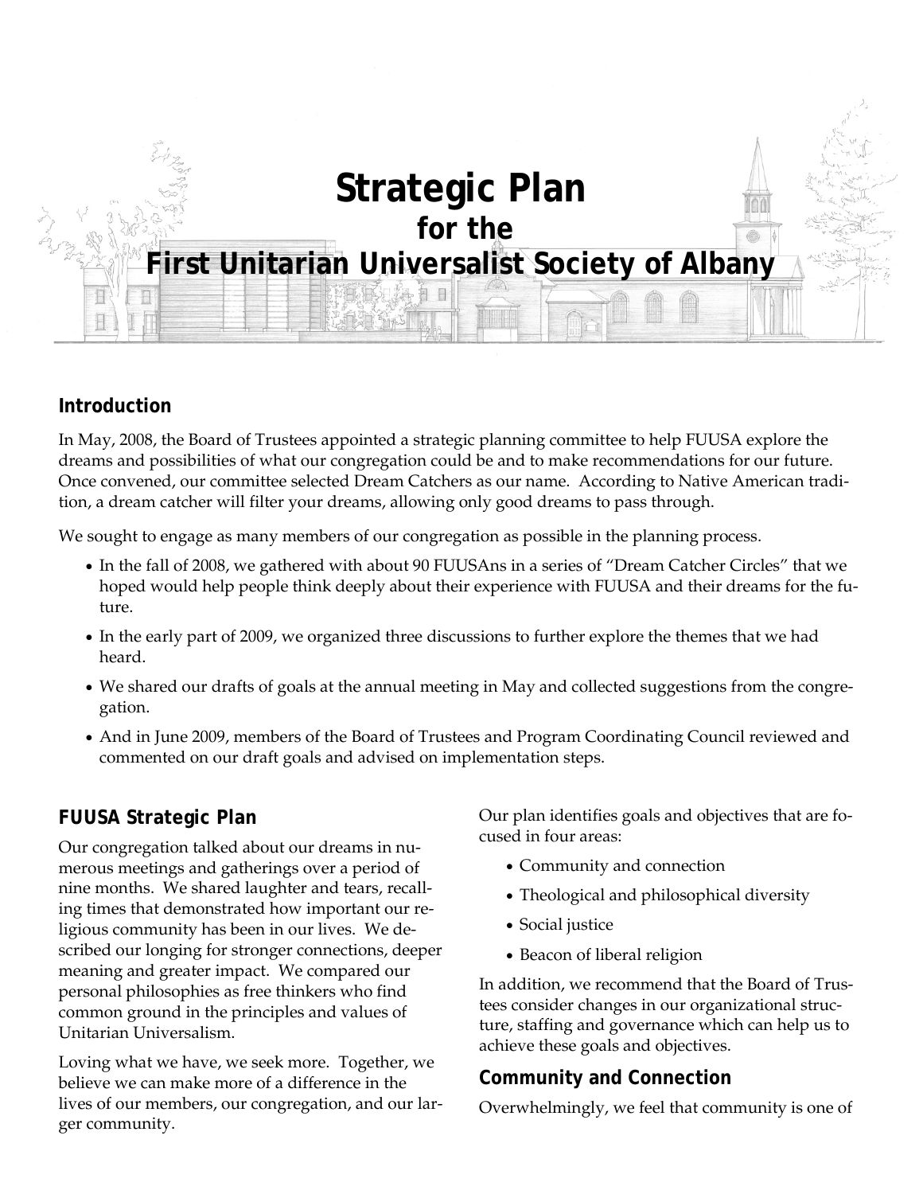# Strategic Plan
## for the
## First Unitarian Universalist Society of Albany

### Introduction

In May, 2008, the Board of Trustees appointed a strategic planning committee to help FUUSA explore the dreams and possibilities of what our congregation could be and to make recommendations for our future. Once convened, our committee selected Dream Catchers as our name. According to Native American tradition, a dream catcher will filter your dreams, allowing only good dreams to pass through.

We sought to engage as many members of our congregation as possible in the planning process.

- In the fall of 2008, we gathered with about 90 FUUSAns in a series of "Dream Catcher Circles" that we hoped would help people think deeply about their experience with FUUSA and their dreams for the future.
- In the early part of 2009, we organized three discussions to further explore the themes that we had heard.
- We shared our drafts of goals at the annual meeting in May and collected suggestions from the congregation.
- And in June 2009, members of the Board of Trustees and Program Coordinating Council reviewed and commented on our draft goals and advised on implementation steps.

### FUUSA Strategic Plan

Our congregation talked about our dreams in numerous meetings and gatherings over a period of nine months. We shared laughter and tears, recalling times that demonstrated how important our religious community has been in our lives. We described our longing for stronger connections, deeper meaning and greater impact. We compared our personal philosophies as free thinkers who find common ground in the principles and values of Unitarian Universalism.

Loving what we have, we seek more. Together, we believe we can make more of a difference in the lives of our members, our congregation, and our larger community.

Our plan identifies goals and objectives that are focused in four areas:

- Community and connection
- Theological and philosophical diversity
- Social justice
- Beacon of liberal religion

In addition, we recommend that the Board of Trustees consider changes in our organizational structure, staffing and governance which can help us to achieve these goals and objectives.

### Community and Connection

Overwhelmingly, we feel that community is one of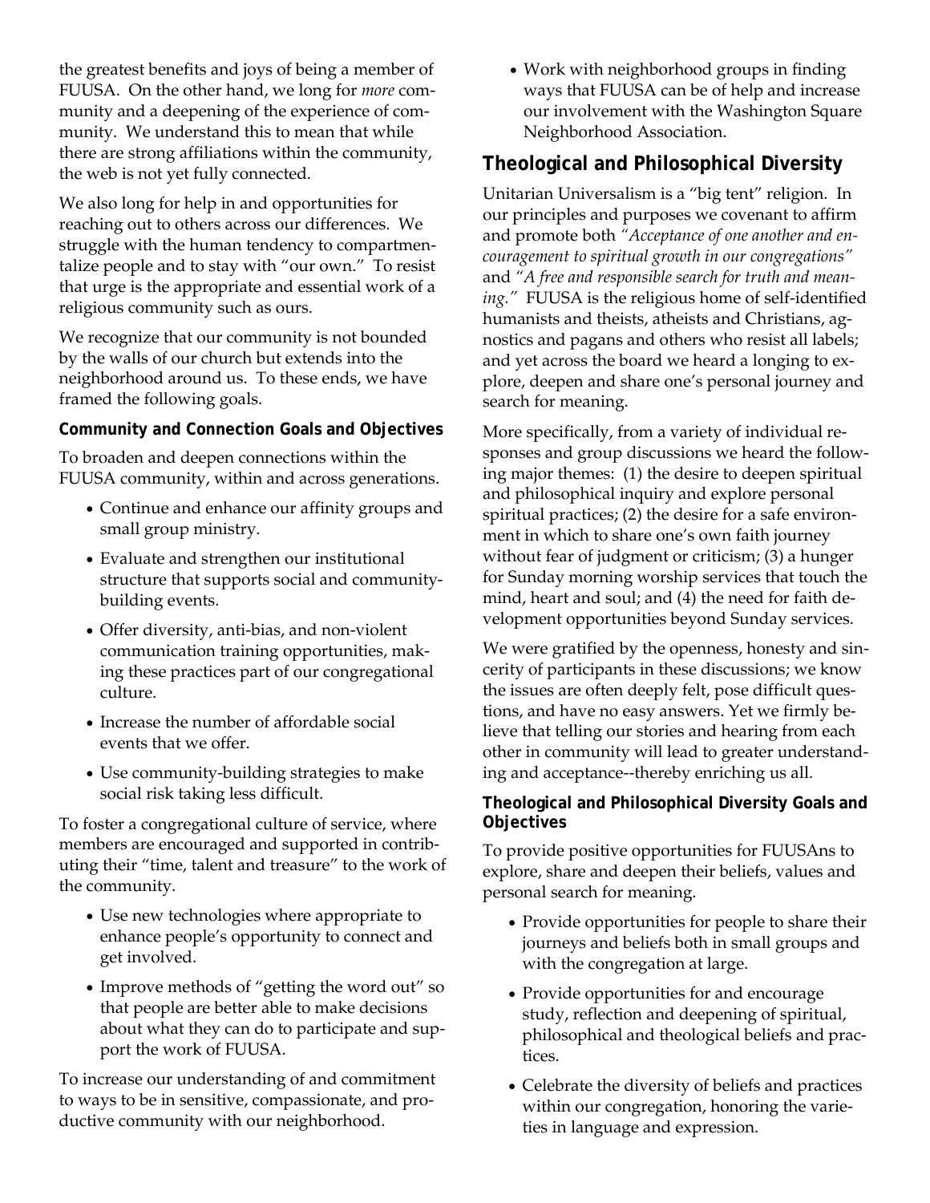the greatest benefits and joys of being a member of FUUSA. On the other hand, we long for *more* community and a deepening of the experience of community. We understand this to mean that while there are strong affiliations within the community, the web is not yet fully connected.

We also long for help in and opportunities for reaching out to others across our differences. We struggle with the human tendency to compartmentalize people and to stay with "our own." To resist that urge is the appropriate and essential work of a religious community such as ours.

We recognize that our community is not bounded by the walls of our church but extends into the neighborhood around us. To these ends, we have framed the following goals.

#### Community and Connection Goals and Objectives

To broaden and deepen connections within the FUUSA community, within and across generations.

- Continue and enhance our affinity groups and small group ministry.
- Evaluate and strengthen our institutional structure that supports social and community-building events.
- Offer diversity, anti-bias, and non-violent communication training opportunities, making these practices part of our congregational culture.
- Increase the number of affordable social events that we offer.
- Use community-building strategies to make social risk taking less difficult.

To foster a congregational culture of service, where members are encouraged and supported in contributing their "time, talent and treasure" to the work of the community.

- Use new technologies where appropriate to enhance people's opportunity to connect and get involved.
- Improve methods of "getting the word out" so that people are better able to make decisions about what they can do to participate and support the work of FUUSA.

To increase our understanding of and commitment to ways to be in sensitive, compassionate, and productive community with our neighborhood.

- Work with neighborhood groups in finding ways that FUUSA can be of help and increase our involvement with the Washington Square Neighborhood Association.

### Theological and Philosophical Diversity

Unitarian Universalism is a "big tent" religion. In our principles and purposes we covenant to affirm and promote both *"Acceptance of one another and encouragement to spiritual growth in our congregations"* and *"A free and responsible search for truth and meaning."* FUUSA is the religious home of self-identified humanists and theists, atheists and Christians, agnostics and pagans and others who resist all labels; and yet across the board we heard a longing to explore, deepen and share one's personal journey and search for meaning.

More specifically, from a variety of individual responses and group discussions we heard the following major themes: (1) the desire to deepen spiritual and philosophical inquiry and explore personal spiritual practices; (2) the desire for a safe environment in which to share one's own faith journey without fear of judgment or criticism; (3) a hunger for Sunday morning worship services that touch the mind, heart and soul; and (4) the need for faith development opportunities beyond Sunday services.

We were gratified by the openness, honesty and sincerity of participants in these discussions; we know the issues are often deeply felt, pose difficult questions, and have no easy answers. Yet we firmly believe that telling our stories and hearing from each other in community will lead to greater understanding and acceptance--thereby enriching us all.

#### Theological and Philosophical Diversity Goals and Objectives

To provide positive opportunities for FUUSAns to explore, share and deepen their beliefs, values and personal search for meaning.

- Provide opportunities for people to share their journeys and beliefs both in small groups and with the congregation at large.
- Provide opportunities for and encourage study, reflection and deepening of spiritual, philosophical and theological beliefs and practices.
- Celebrate the diversity of beliefs and practices within our congregation, honoring the varieties in language and expression.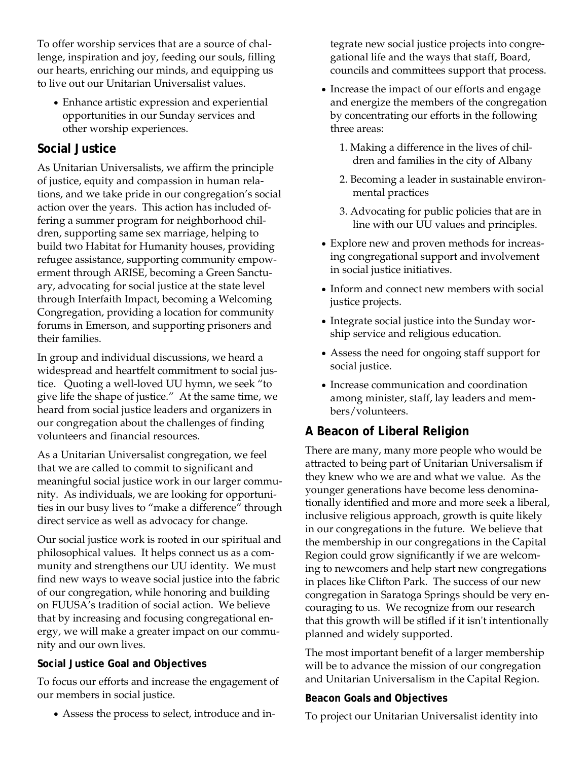To offer worship services that are a source of challenge, inspiration and joy, feeding our souls, filling our hearts, enriching our minds, and equipping us to live out our Unitarian Universalist values.

- Enhance artistic expression and experiential opportunities in our Sunday services and other worship experiences.

## Social Justice

As Unitarian Universalists, we affirm the principle of justice, equity and compassion in human relations, and we take pride in our congregation's social action over the years. This action has included offering a summer program for neighborhood children, supporting same sex marriage, helping to build two Habitat for Humanity houses, providing refugee assistance, supporting community empowerment through ARISE, becoming a Green Sanctuary, advocating for social justice at the state level through Interfaith Impact, becoming a Welcoming Congregation, providing a location for community forums in Emerson, and supporting prisoners and their families.

In group and individual discussions, we heard a widespread and heartfelt commitment to social justice. Quoting a well-loved UU hymn, we seek "to give life the shape of justice." At the same time, we heard from social justice leaders and organizers in our congregation about the challenges of finding volunteers and financial resources.

As a Unitarian Universalist congregation, we feel that we are called to commit to significant and meaningful social justice work in our larger community. As individuals, we are looking for opportunities in our busy lives to "make a difference" through direct service as well as advocacy for change.

Our social justice work is rooted in our spiritual and philosophical values. It helps connect us as a community and strengthens our UU identity. We must find new ways to weave social justice into the fabric of our congregation, while honoring and building on FUUSA's tradition of social action. We believe that by increasing and focusing congregational energy, we will make a greater impact on our community and our own lives.

### Social Justice Goal and Objectives

To focus our efforts and increase the engagement of our members in social justice.

- Assess the process to select, introduce and integrate new social justice projects into congregational life and the ways that staff, Board, councils and committees support that process.
- Increase the impact of our efforts and engage and energize the members of the congregation by concentrating our efforts in the following three areas:
  1. Making a difference in the lives of children and families in the city of Albany
  2. Becoming a leader in sustainable environmental practices
  3. Advocating for public policies that are in line with our UU values and principles.
- Explore new and proven methods for increasing congregational support and involvement in social justice initiatives.
- Inform and connect new members with social justice projects.
- Integrate social justice into the Sunday worship service and religious education.
- Assess the need for ongoing staff support for social justice.
- Increase communication and coordination among minister, staff, lay leaders and members/volunteers.

## A Beacon of Liberal Religion

There are many, many more people who would be attracted to being part of Unitarian Universalism if they knew who we are and what we value. As the younger generations have become less denominationally identified and more and more seek a liberal, inclusive religious approach, growth is quite likely in our congregations in the future. We believe that the membership in our congregations in the Capital Region could grow significantly if we are welcoming to newcomers and help start new congregations in places like Clifton Park. The success of our new congregation in Saratoga Springs should be very encouraging to us. We recognize from our research that this growth will be stifled if it isn't intentionally planned and widely supported.

The most important benefit of a larger membership will be to advance the mission of our congregation and Unitarian Universalism in the Capital Region.

### Beacon Goals and Objectives

To project our Unitarian Universalist identity into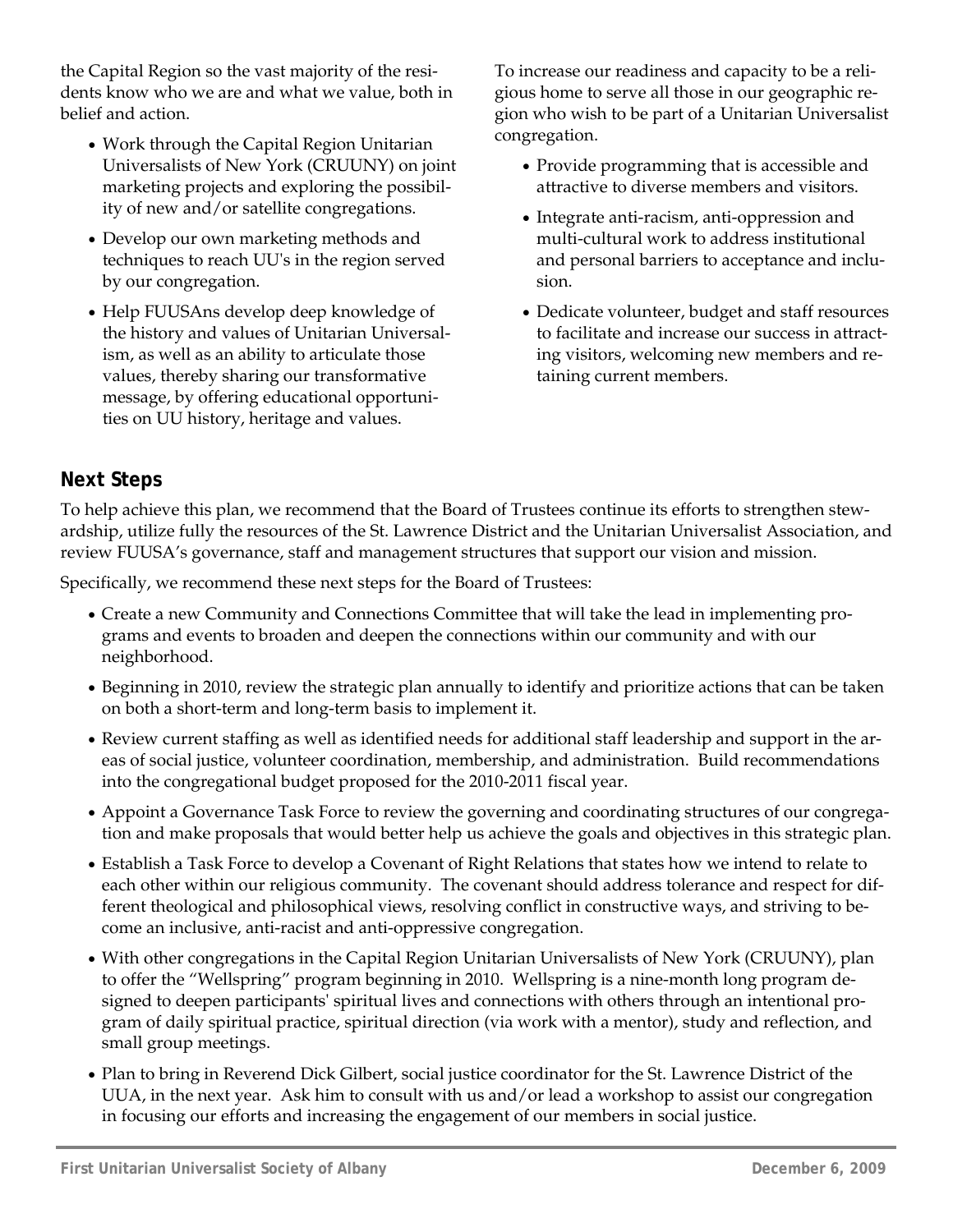the Capital Region so the vast majority of the residents know who we are and what we value, both in belief and action.

- Work through the Capital Region Unitarian Universalists of New York (CRUUNY) on joint marketing projects and exploring the possibility of new and/or satellite congregations.
- Develop our own marketing methods and techniques to reach UU's in the region served by our congregation.
- Help FUUSAns develop deep knowledge of the history and values of Unitarian Universalism, as well as an ability to articulate those values, thereby sharing our transformative message, by offering educational opportunities on UU history, heritage and values.

To increase our readiness and capacity to be a religious home to serve all those in our geographic region who wish to be part of a Unitarian Universalist congregation.

- Provide programming that is accessible and attractive to diverse members and visitors.
- Integrate anti-racism, anti-oppression and multi-cultural work to address institutional and personal barriers to acceptance and inclusion.
- Dedicate volunteer, budget and staff resources to facilitate and increase our success in attracting visitors, welcoming new members and retaining current members.

## Next Steps

To help achieve this plan, we recommend that the Board of Trustees continue its efforts to strengthen stewardship, utilize fully the resources of the St. Lawrence District and the Unitarian Universalist Association, and review FUUSA's governance, staff and management structures that support our vision and mission.

Specifically, we recommend these next steps for the Board of Trustees:

- Create a new Community and Connections Committee that will take the lead in implementing programs and events to broaden and deepen the connections within our community and with our neighborhood.
- Beginning in 2010, review the strategic plan annually to identify and prioritize actions that can be taken on both a short-term and long-term basis to implement it.
- Review current staffing as well as identified needs for additional staff leadership and support in the areas of social justice, volunteer coordination, membership, and administration. Build recommendations into the congregational budget proposed for the 2010-2011 fiscal year.
- Appoint a Governance Task Force to review the governing and coordinating structures of our congregation and make proposals that would better help us achieve the goals and objectives in this strategic plan.
- Establish a Task Force to develop a Covenant of Right Relations that states how we intend to relate to each other within our religious community. The covenant should address tolerance and respect for different theological and philosophical views, resolving conflict in constructive ways, and striving to become an inclusive, anti-racist and anti-oppressive congregation.
- With other congregations in the Capital Region Unitarian Universalists of New York (CRUUNY), plan to offer the "Wellspring" program beginning in 2010. Wellspring is a nine-month long program designed to deepen participants' spiritual lives and connections with others through an intentional program of daily spiritual practice, spiritual direction (via work with a mentor), study and reflection, and small group meetings.
- Plan to bring in Reverend Dick Gilbert, social justice coordinator for the St. Lawrence District of the UUA, in the next year. Ask him to consult with us and/or lead a workshop to assist our congregation in focusing our efforts and increasing the engagement of our members in social justice.